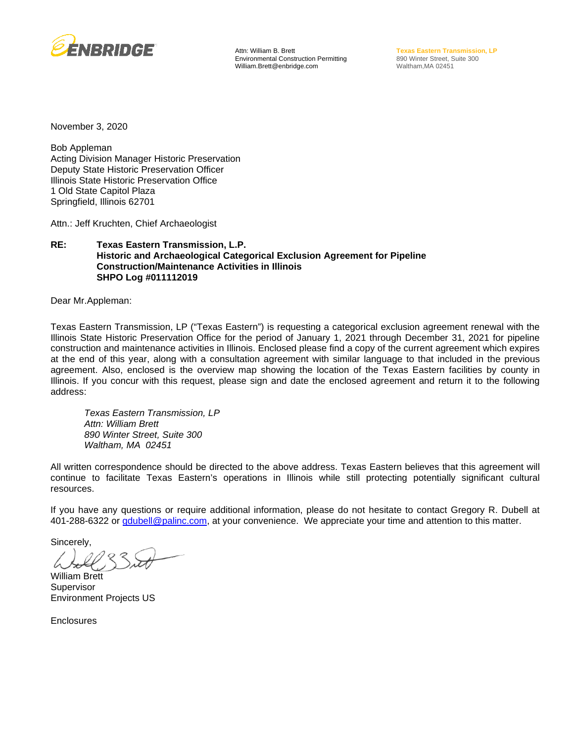ENBRIDGE

Attn: William B. Brett
Environmental Construction Permitting
William.Brett@enbridge.com

**Texas Eastern Transmission, LP**
890 Winter Street, Suite 300
Waltham,MA 02451

November 3, 2020

Bob Appleman
Acting Division Manager Historic Preservation
Deputy State Historic Preservation Officer
Illinois State Historic Preservation Office
1 Old State Capitol Plaza
Springfield, Illinois 62701

Attn.: Jeff Kruchten, Chief Archaeologist

**RE: Texas Eastern Transmission, L.P.**
**Historic and Archaeological Categorical Exclusion Agreement for Pipeline Construction/Maintenance Activities in Illinois**
**SHPO Log #011112019**

Dear Mr.Appleman:

Texas Eastern Transmission, LP ("Texas Eastern") is requesting a categorical exclusion agreement renewal with the Illinois State Historic Preservation Office for the period of January 1, 2021 through December 31, 2021 for pipeline construction and maintenance activities in Illinois. Enclosed please find a copy of the current agreement which expires at the end of this year, along with a consultation agreement with similar language to that included in the previous agreement. Also, enclosed is the overview map showing the location of the Texas Eastern facilities by county in Illinois. If you concur with this request, please sign and date the enclosed agreement and return it to the following address:

*Texas Eastern Transmission, LP*
*Attn: William Brett*
*890 Winter Street, Suite 300*
*Waltham, MA 02451*

All written correspondence should be directed to the above address. Texas Eastern believes that this agreement will continue to facilitate Texas Eastern's operations in Illinois while still protecting potentially significant cultural resources.

If you have any questions or require additional information, please do not hesitate to contact Gregory R. Dubell at 401-288-6322 or gdubell@palinc.com, at your convenience. We appreciate your time and attention to this matter.

Sincerely,

William Brett
Supervisor
Environment Projects US

Enclosures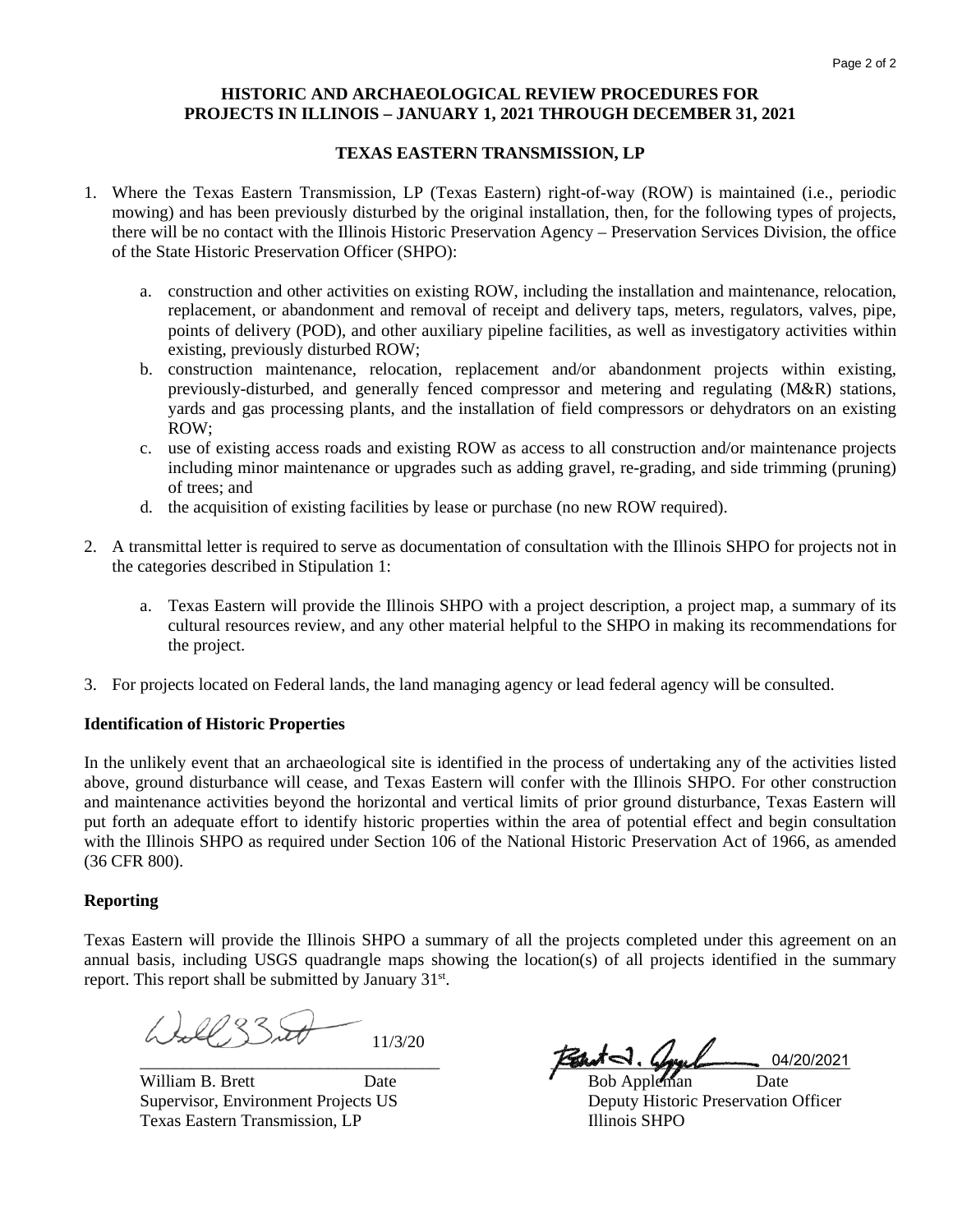**HISTORIC AND ARCHAEOLOGICAL REVIEW PROCEDURES FOR PROJECTS IN ILLINOIS – JANUARY 1, 2021 THROUGH DECEMBER 31, 2021**

**TEXAS EASTERN TRANSMISSION, LP**

1. Where the Texas Eastern Transmission, LP (Texas Eastern) right-of-way (ROW) is maintained (i.e., periodic mowing) and has been previously disturbed by the original installation, then, for the following types of projects, there will be no contact with the Illinois Historic Preservation Agency – Preservation Services Division, the office of the State Historic Preservation Officer (SHPO):

   a. construction and other activities on existing ROW, including the installation and maintenance, relocation, replacement, or abandonment and removal of receipt and delivery taps, meters, regulators, valves, pipe, points of delivery (POD), and other auxiliary pipeline facilities, as well as investigatory activities within existing, previously disturbed ROW;
   b. construction maintenance, relocation, replacement and/or abandonment projects within existing, previously-disturbed, and generally fenced compressor and metering and regulating (M&R) stations, yards and gas processing plants, and the installation of field compressors or dehydrators on an existing ROW;
   c. use of existing access roads and existing ROW as access to all construction and/or maintenance projects including minor maintenance or upgrades such as adding gravel, re-grading, and side trimming (pruning) of trees; and
   d. the acquisition of existing facilities by lease or purchase (no new ROW required).

2. A transmittal letter is required to serve as documentation of consultation with the Illinois SHPO for projects not in the categories described in Stipulation 1:

   a. Texas Eastern will provide the Illinois SHPO with a project description, a project map, a summary of its cultural resources review, and any other material helpful to the SHPO in making its recommendations for the project.

3. For projects located on Federal lands, the land managing agency or lead federal agency will be consulted.

**Identification of Historic Properties**

In the unlikely event that an archaeological site is identified in the process of undertaking any of the activities listed above, ground disturbance will cease, and Texas Eastern will confer with the Illinois SHPO. For other construction and maintenance activities beyond the horizontal and vertical limits of prior ground disturbance, Texas Eastern will put forth an adequate effort to identify historic properties within the area of potential effect and begin consultation with the Illinois SHPO as required under Section 106 of the National Historic Preservation Act of 1966, as amended (36 CFR 800).

**Reporting**

Texas Eastern will provide the Illinois SHPO a summary of all the projects completed under this agreement on an annual basis, including USGS quadrangle maps showing the location(s) of all projects identified in the summary report. This report shall be submitted by January 31st.

11/3/20

William B. Brett Date
Supervisor, Environment Projects US
Texas Eastern Transmission, LP

04/20/2021

Bob Appleman Date
Deputy Historic Preservation Officer
Illinois SHPO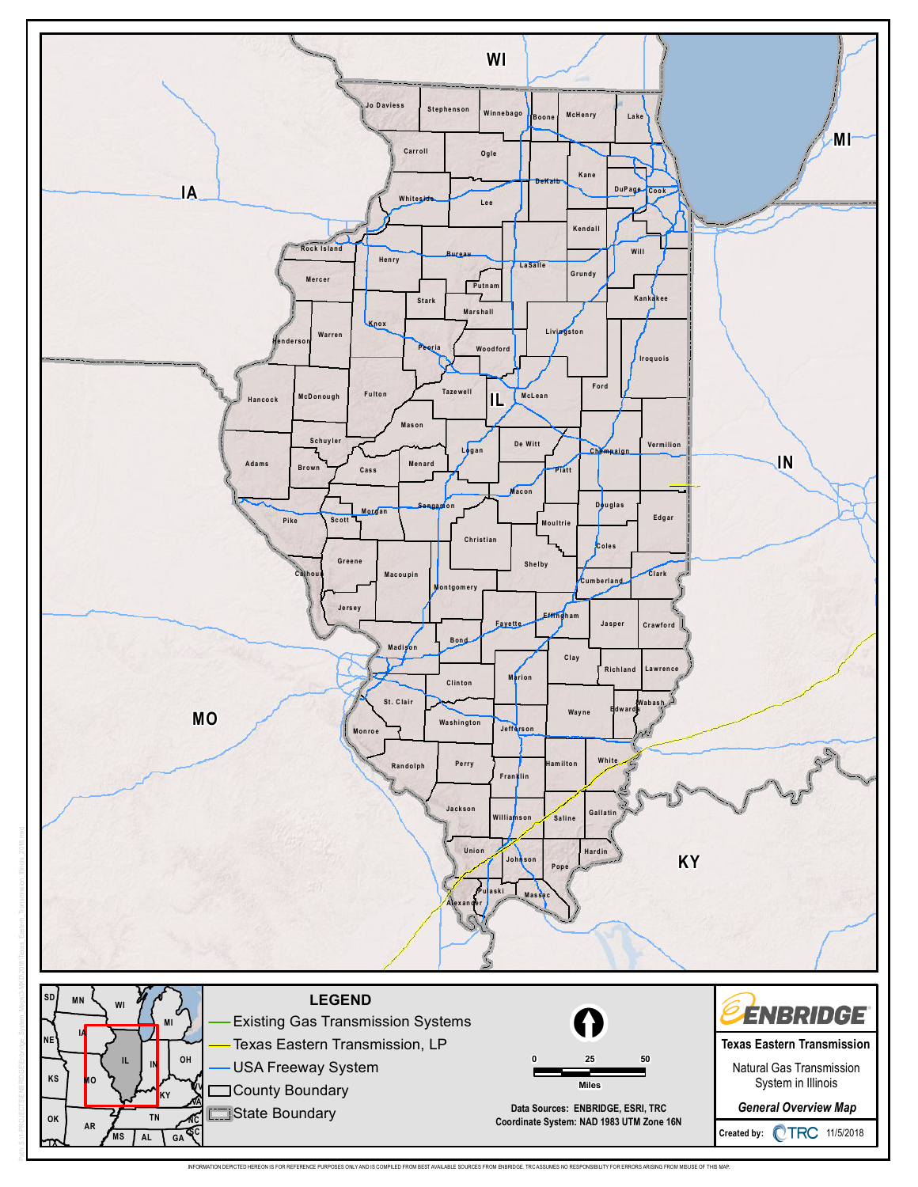# Texas Eastern Transmission

Natural Gas Transmission System in Illinois

*General Overview Map*

**LEGEND**

- Existing Gas Transmission Systems
- Texas Eastern Transmission, LP
- USA Freeway System
- County Boundary
- State Boundary

Scale: 0 – 25 – 50 Miles

Data Sources: ENBRIDGE, ESRI, TRC
Coordinate System: NAD 1983 UTM Zone 16N

ENBRIDGE

Created by: TRC 11/5/2018

INFORMATION DEPICTED HEREON IS FOR REFERENCE PURPOSES ONLY AND IS COMPILED FROM BEST AVAILABLE SOURCES FROM ENBRIDGE. TRC ASSUMES NO RESPONSIBILITY FOR ERRORS ARISING FROM MISUSE OF THIS MAP.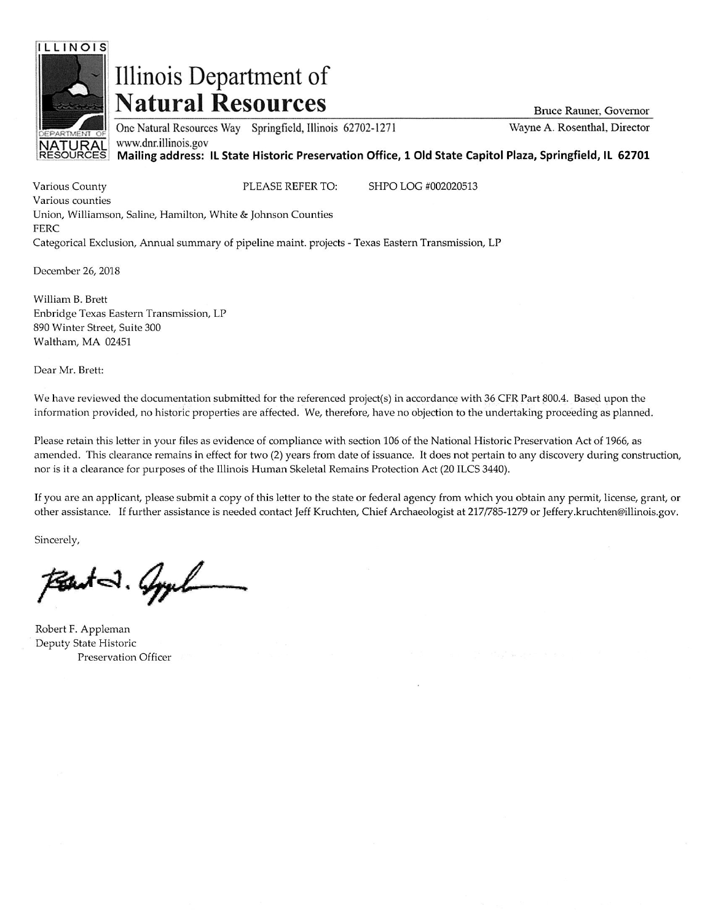ILLINOIS

# Illinois Department of Natural Resources

DEPARTMENT OF NATURAL RESOURCES

One Natural Resources Way Springfield, Illinois 62702-1271
www.dnr.illinois.gov

Bruce Rauner, Governor
Wayne A. Rosenthal, Director

**Mailing address: IL State Historic Preservation Office, 1 Old State Capitol Plaza, Springfield, IL 62701**

Various County PLEASE REFER TO: SHPO LOG #002020513
Various counties
Union, Williamson, Saline, Hamilton, White & Johnson Counties
FERC
Categorical Exclusion, Annual summary of pipeline maint. projects - Texas Eastern Transmission, LP

December 26, 2018

William B. Brett
Enbridge Texas Eastern Transmission, LP
890 Winter Street, Suite 300
Waltham, MA 02451

Dear Mr. Brett:

We have reviewed the documentation submitted for the referenced project(s) in accordance with 36 CFR Part 800.4. Based upon the information provided, no historic properties are affected. We, therefore, have no objection to the undertaking proceeding as planned.

Please retain this letter in your files as evidence of compliance with section 106 of the National Historic Preservation Act of 1966, as amended. This clearance remains in effect for two (2) years from date of issuance. It does not pertain to any discovery during construction, nor is it a clearance for purposes of the Illinois Human Skeletal Remains Protection Act (20 ILCS 3440).

If you are an applicant, please submit a copy of this letter to the state or federal agency from which you obtain any permit, license, grant, or other assistance. If further assistance is needed contact Jeff Kruchten, Chief Archaeologist at 217/785-1279 or Jeffery.kruchten@illinois.gov.

Sincerely,

Robert F. Appleman
Deputy State Historic
Preservation Officer